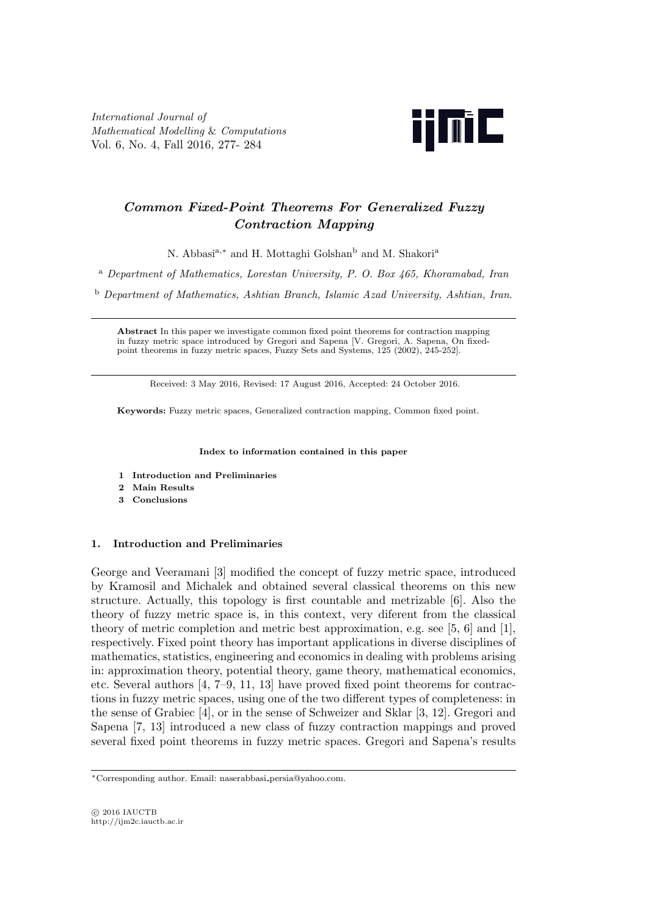# *Common Fixed-Point Theorems For Generalized Fuzzy Contraction Mapping*

N. Abbasi[a,*] and H. Mottaghi Golshan[b] and M. Shakori[a]

[a] *Department of Mathematics, Lorestan University, P. O. Box 465, Khoramabad, Iran*

[b] *Department of Mathematics, Ashtian Branch, Islamic Azad University, Ashtian, Iran.*

---

**Abstract** In this paper we investigate common fixed point theorems for contraction mapping in fuzzy metric space introduced by Gregori and Sapena [V. Gregori, A. Sapena, On fixed-point theorems in fuzzy metric spaces, Fuzzy Sets and Systems, 125 (2002), 245-252].

---

Received: 3 May 2016, Revised: 17 August 2016, Accepted: 24 October 2016.

**Keywords:** Fuzzy metric spaces, Generalized contraction mapping, Common fixed point.

**Index to information contained in this paper**

1. **Introduction and Preliminaries**
2. **Main Results**
3. **Conclusions**

## 1. Introduction and Preliminaries

George and Veeramani [3] modified the concept of fuzzy metric space, introduced by Kramosil and Michalek and obtained several classical theorems on this new structure. Actually, this topology is first countable and metrizable [6]. Also the theory of fuzzy metric space is, in this context, very diferent from the classical theory of metric completion and metric best approximation, e.g. see [5, 6] and [1], respectively. Fixed point theory has important applications in diverse disciplines of mathematics, statistics, engineering and economics in dealing with problems arising in: approximation theory, potential theory, game theory, mathematical economics, etc. Several authors [4, 7–9, 11, 13] have proved fixed point theorems for contractions in fuzzy metric spaces, using one of the two different types of completeness: in the sense of Grabiec [4], or in the sense of Schweizer and Sklar [3, 12]. Gregori and Sapena [7, 13] introduced a new class of fuzzy contraction mappings and proved several fixed point theorems in fuzzy metric spaces. Gregori and Sapena's results

---

*Corresponding author. Email: naserabbasi_persia@yahoo.com.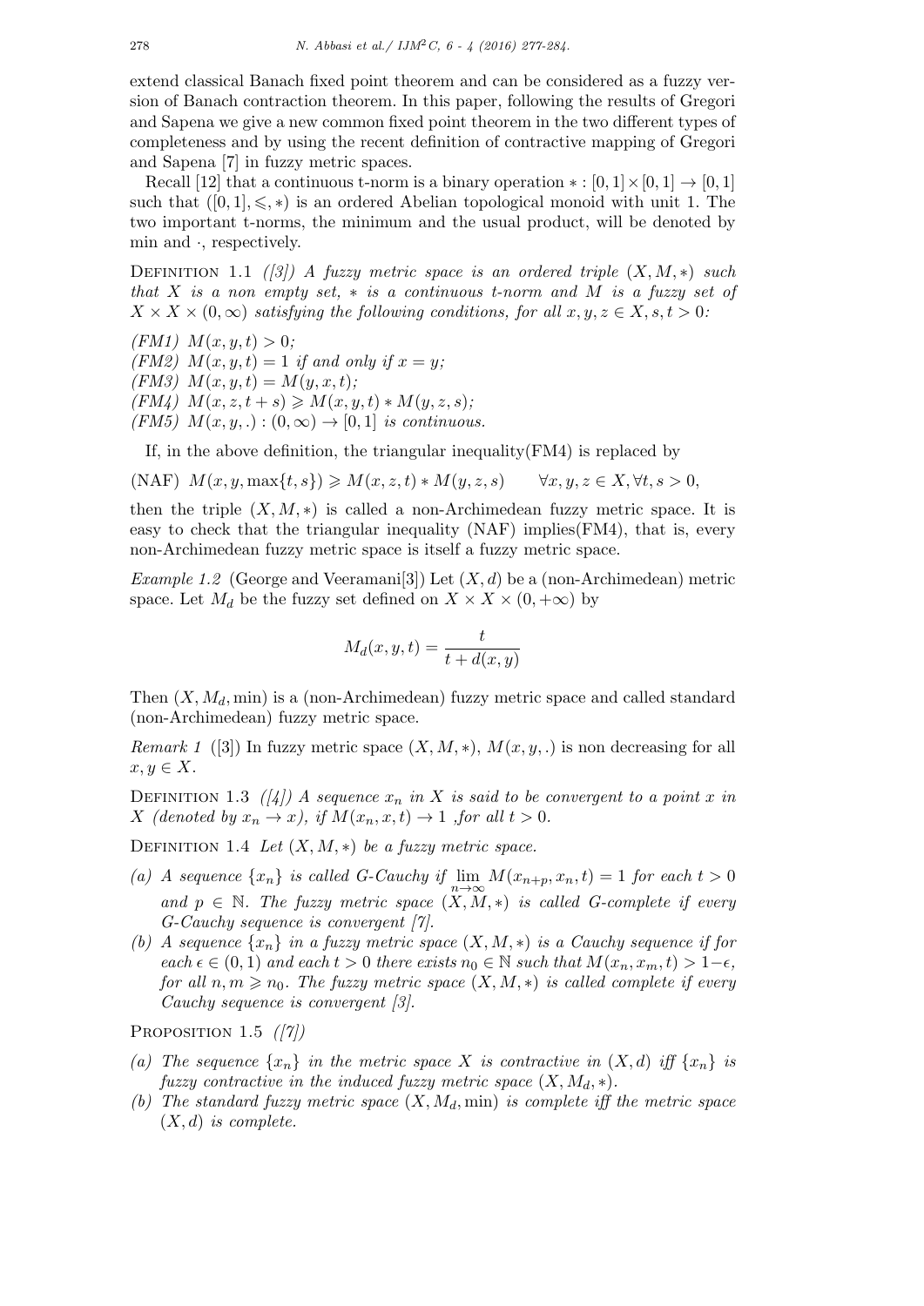extend classical Banach fixed point theorem and can be considered as a fuzzy version of Banach contraction theorem. In this paper, following the results of Gregori and Sapena we give a new common fixed point theorem in the two different types of completeness and by using the recent definition of contractive mapping of Gregori and Sapena [7] in fuzzy metric spaces.

Recall [12] that a continuous t-norm is a binary operation $* : [0,1] \times [0,1] \to [0,1]$ such that $([0,1], \leqslant, *)$ is an ordered Abelian topological monoid with unit 1. The two important t-norms, the minimum and the usual product, will be denoted by min and $\cdot$, respectively.

Definition 1.1 *([3]) A fuzzy metric space is an ordered triple $(X, M, *)$ such that $X$ is a non empty set, $*$ is a continuous t-norm and $M$ is a fuzzy set of $X \times X \times (0, \infty)$ satisfying the following conditions, for all $x, y, z \in X, s, t > 0$:*

*(FM1)* $M(x, y, t) > 0$;
*(FM2)* $M(x, y, t) = 1$ *if and only if* $x = y$;
*(FM3)* $M(x, y, t) = M(y, x, t)$;
*(FM4)* $M(x, z, t + s) \geqslant M(x, y, t) * M(y, z, s)$;
*(FM5)* $M(x, y, .) : (0, \infty) \to [0, 1]$ *is continuous.*

If, in the above definition, the triangular inequality(FM4) is replaced by

(NAF) $M(x, y, \max\{t, s\}) \geqslant M(x, z, t) * M(y, z, s) \qquad \forall x, y, z \in X, \forall t, s > 0,$

then the triple $(X, M, *)$ is called a non-Archimedean fuzzy metric space. It is easy to check that the triangular inequality (NAF) implies(FM4), that is, every non-Archimedean fuzzy metric space is itself a fuzzy metric space.

*Example 1.2* (George and Veeramani[3]) Let $(X, d)$ be a (non-Archimedean) metric space. Let $M_d$ be the fuzzy set defined on $X \times X \times (0, +\infty)$ by

$$M_d(x, y, t) = \frac{t}{t + d(x, y)}$$

Then $(X, M_d, \min)$ is a (non-Archimedean) fuzzy metric space and called standard (non-Archimedean) fuzzy metric space.

*Remark 1* ([3]) In fuzzy metric space $(X, M, *)$, $M(x, y, .)$ is non decreasing for all $x, y \in X$.

Definition 1.3 *([4]) A sequence $x_n$ in $X$ is said to be convergent to a point $x$ in $X$ (denoted by $x_n \to x$), if $M(x_n, x, t) \to 1$ ,for all $t > 0$.*

Definition 1.4 *Let $(X, M, *)$ be a fuzzy metric space.*

- *(a) A sequence $\{x_n\}$ is called G-Cauchy if $\lim_{n\to\infty} M(x_{n+p}, x_n, t) = 1$ for each $t > 0$ and $p \in \mathbb{N}$. The fuzzy metric space $(X, M, *)$ is called G-complete if every G-Cauchy sequence is convergent [7].*
- *(b) A sequence $\{x_n\}$ in a fuzzy metric space $(X, M, *)$ is a Cauchy sequence if for each $\epsilon \in (0, 1)$ and each $t > 0$ there exists $n_0 \in \mathbb{N}$ such that $M(x_n, x_m, t) > 1 - \epsilon$, for all $n, m \geqslant n_0$. The fuzzy metric space $(X, M, *)$ is called complete if every Cauchy sequence is convergent [3].*

Proposition 1.5 *([7])*

- *(a) The sequence $\{x_n\}$ in the metric space $X$ is contractive in $(X, d)$ iff $\{x_n\}$ is fuzzy contractive in the induced fuzzy metric space $(X, M_d, *)$.*
- *(b) The standard fuzzy metric space $(X, M_d, \min)$ is complete iff the metric space $(X, d)$ is complete.*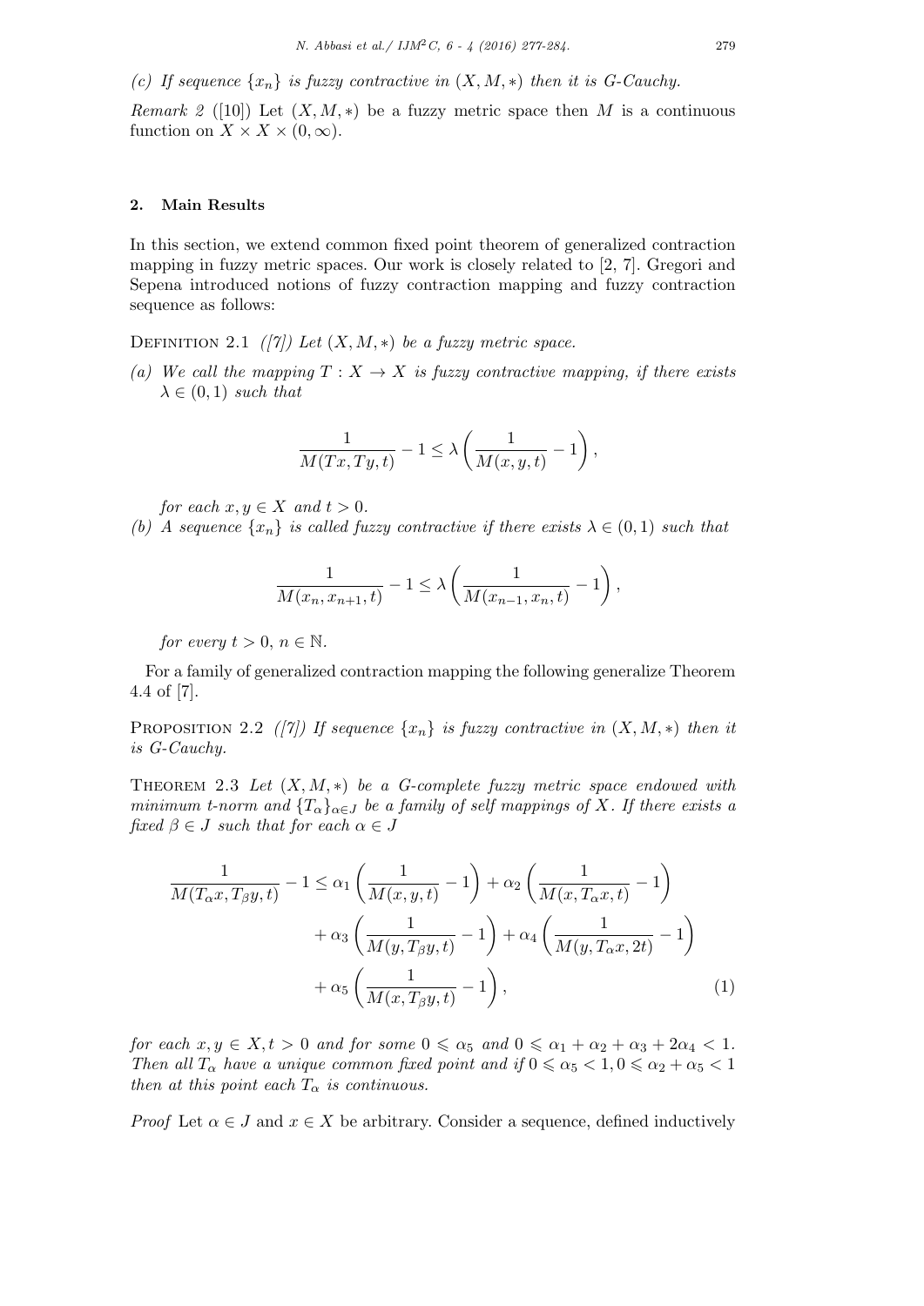*(c) If sequence $\{x_n\}$ is fuzzy contractive in $(X, M, *)$ then it is G-Cauchy.*

*Remark 2* ([10]) Let $(X, M, *)$ be a fuzzy metric space then $M$ is a continuous function on $X \times X \times (0, \infty)$.

## 2. Main Results

In this section, we extend common fixed point theorem of generalized contraction mapping in fuzzy metric spaces. Our work is closely related to [2, 7]. Gregori and Sepena introduced notions of fuzzy contraction mapping and fuzzy contraction sequence as follows:

Definition 2.1 *([7]) Let $(X, M, *)$ be a fuzzy metric space.*

*(a) We call the mapping $T : X \to X$ is fuzzy contractive mapping, if there exists $\lambda \in (0, 1)$ such that*

$$\frac{1}{M(Tx, Ty, t)} - 1 \leq \lambda \left( \frac{1}{M(x, y, t)} - 1 \right),$$

*for each $x, y \in X$ and $t > 0$.*

*(b) A sequence $\{x_n\}$ is called fuzzy contractive if there exists $\lambda \in (0, 1)$ such that*

$$\frac{1}{M(x_n, x_{n+1}, t)} - 1 \leq \lambda \left( \frac{1}{M(x_{n-1}, x_n, t)} - 1 \right),$$

*for every $t > 0$, $n \in \mathbb{N}$.*

For a family of generalized contraction mapping the following generalize Theorem 4.4 of [7].

Proposition 2.2 *([7]) If sequence $\{x_n\}$ is fuzzy contractive in $(X, M, *)$ then it is G-Cauchy.*

Theorem 2.3 *Let $(X, M, *)$ be a G-complete fuzzy metric space endowed with minimum t-norm and $\{T_\alpha\}_{\alpha \in J}$ be a family of self mappings of $X$. If there exists a fixed $\beta \in J$ such that for each $\alpha \in J$*

$$\begin{aligned}
\frac{1}{M(T_\alpha x, T_\beta y, t)} - 1 \leq \alpha_1 \left( \frac{1}{M(x, y, t)} - 1 \right) &+ \alpha_2 \left( \frac{1}{M(x, T_\alpha x, t)} - 1 \right) \\
&+ \alpha_3 \left( \frac{1}{M(y, T_\beta y, t)} - 1 \right) + \alpha_4 \left( \frac{1}{M(y, T_\alpha x, 2t)} - 1 \right) \\
&+ \alpha_5 \left( \frac{1}{M(x, T_\beta y, t)} - 1 \right), \qquad (1)
\end{aligned}$$

*for each $x, y \in X, t > 0$ and for some $0 \leqslant \alpha_5$ and $0 \leqslant \alpha_1 + \alpha_2 + \alpha_3 + 2\alpha_4 < 1$. Then all $T_\alpha$ have a unique common fixed point and if $0 \leqslant \alpha_5 < 1, 0 \leqslant \alpha_2 + \alpha_5 < 1$ then at this point each $T_\alpha$ is continuous.*

*Proof* Let $\alpha \in J$ and $x \in X$ be arbitrary. Consider a sequence, defined inductively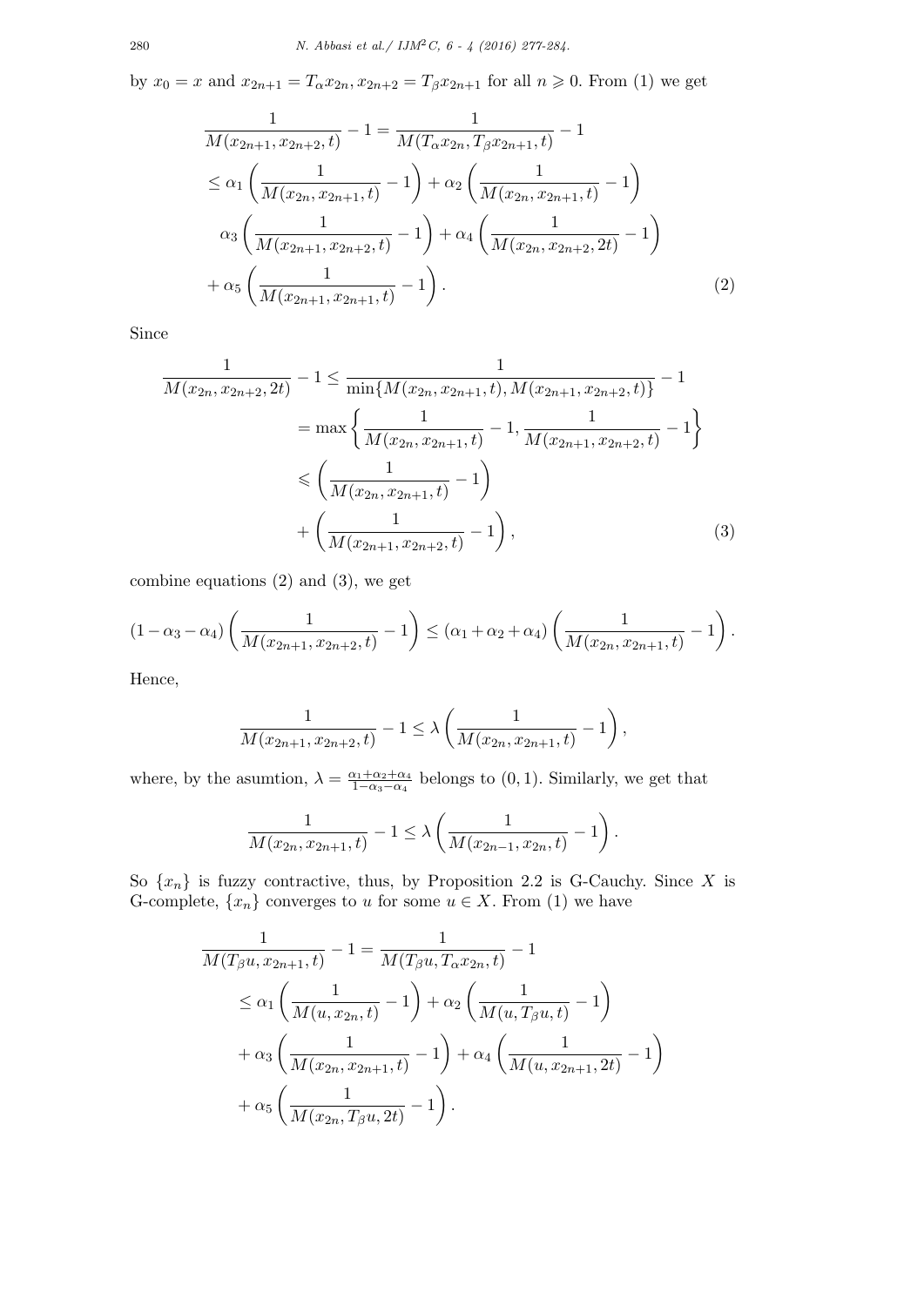by $x_0 = x$ and $x_{2n+1} = T_\alpha x_{2n}, x_{2n+2} = T_\beta x_{2n+1}$ for all $n \geqslant 0$. From (1) we get

$$
\begin{aligned}
\frac{1}{M(x_{2n+1}, x_{2n+2}, t)} - 1 &= \frac{1}{M(T_\alpha x_{2n}, T_\beta x_{2n+1}, t)} - 1 \\
&\leq \alpha_1 \left( \frac{1}{M(x_{2n}, x_{2n+1}, t)} - 1 \right) + \alpha_2 \left( \frac{1}{M(x_{2n}, x_{2n+1}, t)} - 1 \right) \\
&\quad \alpha_3 \left( \frac{1}{M(x_{2n+1}, x_{2n+2}, t)} - 1 \right) + \alpha_4 \left( \frac{1}{M(x_{2n}, x_{2n+2}, 2t)} - 1 \right) \\
&\quad + \alpha_5 \left( \frac{1}{M(x_{2n+1}, x_{2n+1}, t)} - 1 \right). \qquad (2)
\end{aligned}
$$

Since

$$
\begin{aligned}
\frac{1}{M(x_{2n}, x_{2n+2}, 2t)} - 1 &\leq \frac{1}{\min\{M(x_{2n}, x_{2n+1}, t), M(x_{2n+1}, x_{2n+2}, t)\}} - 1 \\
&= \max\left\{ \frac{1}{M(x_{2n}, x_{2n+1}, t)} - 1, \frac{1}{M(x_{2n+1}, x_{2n+2}, t)} - 1 \right\} \\
&\leqslant \left( \frac{1}{M(x_{2n}, x_{2n+1}, t)} - 1 \right) \\
&\quad + \left( \frac{1}{M(x_{2n+1}, x_{2n+2}, t)} - 1 \right), \qquad (3)
\end{aligned}
$$

combine equations (2) and (3), we get

$$
(1 - \alpha_3 - \alpha_4) \left( \frac{1}{M(x_{2n+1}, x_{2n+2}, t)} - 1 \right) \leq (\alpha_1 + \alpha_2 + \alpha_4) \left( \frac{1}{M(x_{2n}, x_{2n+1}, t)} - 1 \right).
$$

Hence,

$$
\frac{1}{M(x_{2n+1}, x_{2n+2}, t)} - 1 \leq \lambda \left( \frac{1}{M(x_{2n}, x_{2n+1}, t)} - 1 \right),
$$

where, by the asumtion, $\lambda = \frac{\alpha_1 + \alpha_2 + \alpha_4}{1 - \alpha_3 - \alpha_4}$ belongs to $(0, 1)$. Similarly, we get that

$$
\frac{1}{M(x_{2n}, x_{2n+1}, t)} - 1 \leq \lambda \left( \frac{1}{M(x_{2n-1}, x_{2n}, t)} - 1 \right).
$$

So $\{x_n\}$ is fuzzy contractive, thus, by Proposition 2.2 is G-Cauchy. Since $X$ is G-complete, $\{x_n\}$ converges to $u$ for some $u \in X$. From (1) we have

$$
\begin{aligned}
\frac{1}{M(T_\beta u, x_{2n+1}, t)} - 1 &= \frac{1}{M(T_\beta u, T_\alpha x_{2n}, t)} - 1 \\
&\leq \alpha_1 \left( \frac{1}{M(u, x_{2n}, t)} - 1 \right) + \alpha_2 \left( \frac{1}{M(u, T_\beta u, t)} - 1 \right) \\
&\quad + \alpha_3 \left( \frac{1}{M(x_{2n}, x_{2n+1}, t)} - 1 \right) + \alpha_4 \left( \frac{1}{M(u, x_{2n+1}, 2t)} - 1 \right) \\
&\quad + \alpha_5 \left( \frac{1}{M(x_{2n}, T_\beta u, 2t)} - 1 \right).
\end{aligned}
$$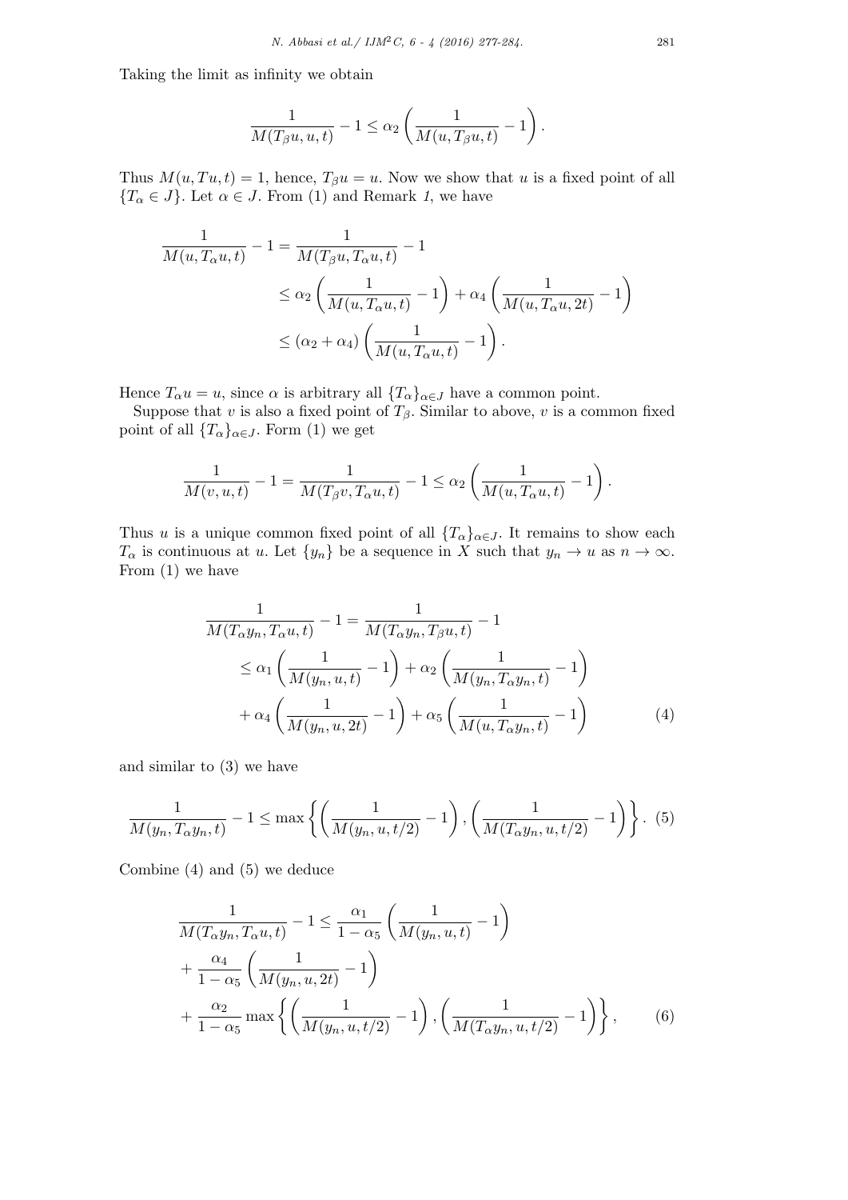Taking the limit as infinity we obtain

$$\frac{1}{M(T_\beta u, u, t)} - 1 \leq \alpha_2 \left( \frac{1}{M(u, T_\beta u, t)} - 1 \right).$$

Thus $M(u, Tu, t) = 1$, hence, $T_\beta u = u$. Now we show that $u$ is a fixed point of all $\{T_\alpha \in J\}$. Let $\alpha \in J$. From (1) and Remark *1*, we have

$$\begin{aligned}
\frac{1}{M(u, T_\alpha u, t)} - 1 &= \frac{1}{M(T_\beta u, T_\alpha u, t)} - 1 \\
&\leq \alpha_2 \left( \frac{1}{M(u, T_\alpha u, t)} - 1 \right) + \alpha_4 \left( \frac{1}{M(u, T_\alpha u, 2t)} - 1 \right) \\
&\leq (\alpha_2 + \alpha_4) \left( \frac{1}{M(u, T_\alpha u, t)} - 1 \right).
\end{aligned}$$

Hence $T_\alpha u = u$, since $\alpha$ is arbitrary all $\{T_\alpha\}_{\alpha \in J}$ have a common point.

Suppose that $v$ is also a fixed point of $T_\beta$. Similar to above, $v$ is a common fixed point of all $\{T_\alpha\}_{\alpha \in J}$. Form (1) we get

$$\frac{1}{M(v, u, t)} - 1 = \frac{1}{M(T_\beta v, T_\alpha u, t)} - 1 \leq \alpha_2 \left( \frac{1}{M(u, T_\alpha u, t)} - 1 \right).$$

Thus $u$ is a unique common fixed point of all $\{T_\alpha\}_{\alpha \in J}$. It remains to show each $T_\alpha$ is continuous at $u$. Let $\{y_n\}$ be a sequence in $X$ such that $y_n \to u$ as $n \to \infty$. From (1) we have

$$\begin{aligned}
\frac{1}{M(T_\alpha y_n, T_\alpha u, t)} - 1 &= \frac{1}{M(T_\alpha y_n, T_\beta u, t)} - 1 \\
&\leq \alpha_1 \left( \frac{1}{M(y_n, u, t)} - 1 \right) + \alpha_2 \left( \frac{1}{M(y_n, T_\alpha y_n, t)} - 1 \right) \\
&\quad + \alpha_4 \left( \frac{1}{M(y_n, u, 2t)} - 1 \right) + \alpha_5 \left( \frac{1}{M(u, T_\alpha y_n, t)} - 1 \right) \qquad (4)
\end{aligned}$$

and similar to (3) we have

$$\frac{1}{M(y_n, T_\alpha y_n, t)} - 1 \leq \max \left\{ \left( \frac{1}{M(y_n, u, t/2)} - 1 \right), \left( \frac{1}{M(T_\alpha y_n, u, t/2)} - 1 \right) \right\}. \quad (5)$$

Combine (4) and (5) we deduce

$$\begin{aligned}
&\frac{1}{M(T_\alpha y_n, T_\alpha u, t)} - 1 \leq \frac{\alpha_1}{1 - \alpha_5} \left( \frac{1}{M(y_n, u, t)} - 1 \right) \\
&+ \frac{\alpha_4}{1 - \alpha_5} \left( \frac{1}{M(y_n, u, 2t)} - 1 \right) \\
&+ \frac{\alpha_2}{1 - \alpha_5} \max \left\{ \left( \frac{1}{M(y_n, u, t/2)} - 1 \right), \left( \frac{1}{M(T_\alpha y_n, u, t/2)} - 1 \right) \right\}, \qquad (6)
\end{aligned}$$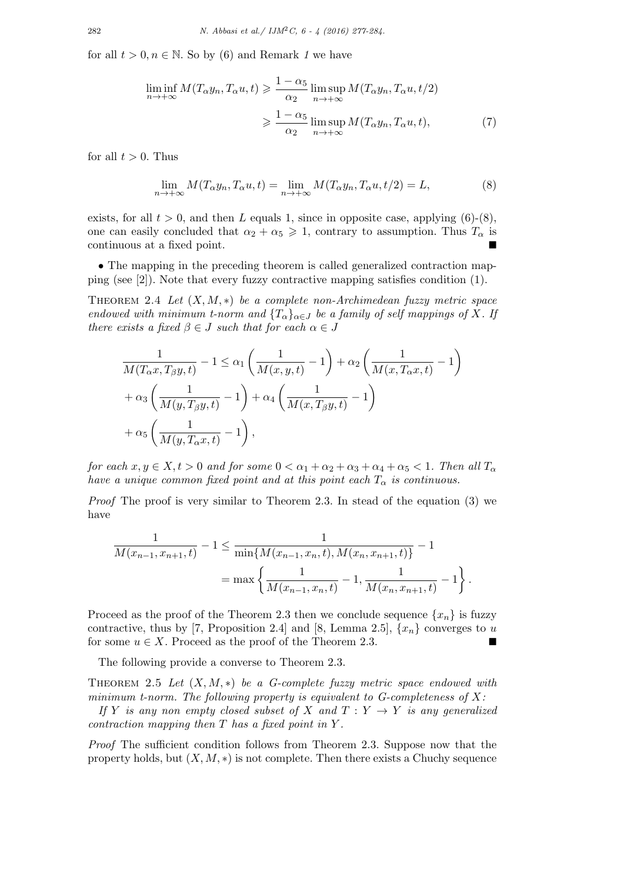for all $t > 0, n \in \mathbb{N}$. So by (6) and Remark *1* we have

$$\liminf_{n\to+\infty} M(T_\alpha y_n, T_\alpha u, t) \geqslant \frac{1-\alpha_5}{\alpha_2} \limsup_{n\to+\infty} M(T_\alpha y_n, T_\alpha u, t/2)$$
$$\geqslant \frac{1-\alpha_5}{\alpha_2} \limsup_{n\to+\infty} M(T_\alpha y_n, T_\alpha u, t), \tag{7}$$

for all $t > 0$. Thus

$$\lim_{n\to+\infty} M(T_\alpha y_n, T_\alpha u, t) = \lim_{n\to+\infty} M(T_\alpha y_n, T_\alpha u, t/2) = L, \tag{8}$$

exists, for all $t > 0$, and then $L$ equals 1, since in opposite case, applying (6)-(8), one can easily concluded that $\alpha_2 + \alpha_5 \geqslant 1$, contrary to assumption. Thus $T_\alpha$ is continuous at a fixed point. ■

• The mapping in the preceding theorem is called generalized contraction mapping (see [2]). Note that every fuzzy contractive mapping satisfies condition (1).

THEOREM 2.4 *Let $(X, M, *)$ be a complete non-Archimedean fuzzy metric space endowed with minimum t-norm and $\{T_\alpha\}_{\alpha\in J}$ be a family of self mappings of $X$. If there exists a fixed $\beta \in J$ such that for each $\alpha \in J$*

$$\frac{1}{M(T_\alpha x, T_\beta y, t)} - 1 \leq \alpha_1\left(\frac{1}{M(x,y,t)} - 1\right) + \alpha_2\left(\frac{1}{M(x, T_\alpha x, t)} - 1\right)$$
$$+ \alpha_3\left(\frac{1}{M(y, T_\beta y, t)} - 1\right) + \alpha_4\left(\frac{1}{M(x, T_\beta y, t)} - 1\right)$$
$$+ \alpha_5\left(\frac{1}{M(y, T_\alpha x, t)} - 1\right),$$

*for each $x, y \in X, t > 0$ and for some $0 < \alpha_1 + \alpha_2 + \alpha_3 + \alpha_4 + \alpha_5 < 1$. Then all $T_\alpha$ have a unique common fixed point and at this point each $T_\alpha$ is continuous.*

*Proof* The proof is very similar to Theorem 2.3. In stead of the equation (3) we have

$$\frac{1}{M(x_{n-1}, x_{n+1}, t)} - 1 \leq \frac{1}{\min\{M(x_{n-1}, x_n, t), M(x_n, x_{n+1}, t)\}} - 1$$
$$= \max\left\{\frac{1}{M(x_{n-1}, x_n, t)} - 1, \frac{1}{M(x_n, x_{n+1}, t)} - 1\right\}.$$

Proceed as the proof of the Theorem 2.3 then we conclude sequence $\{x_n\}$ is fuzzy contractive, thus by [7, Proposition 2.4] and [8, Lemma 2.5], $\{x_n\}$ converges to $u$ for some $u \in X$. Proceed as the proof of the Theorem 2.3. ■

The following provide a converse to Theorem 2.3.

THEOREM 2.5 *Let $(X, M, *)$ be a G-complete fuzzy metric space endowed with minimum t-norm. The following property is equivalent to G-completeness of $X$:*

*If $Y$ is any non empty closed subset of $X$ and $T : Y \to Y$ is any generalized contraction mapping then $T$ has a fixed point in $Y$.*

*Proof* The sufficient condition follows from Theorem 2.3. Suppose now that the property holds, but $(X, M, *)$ is not complete. Then there exists a Chuchy sequence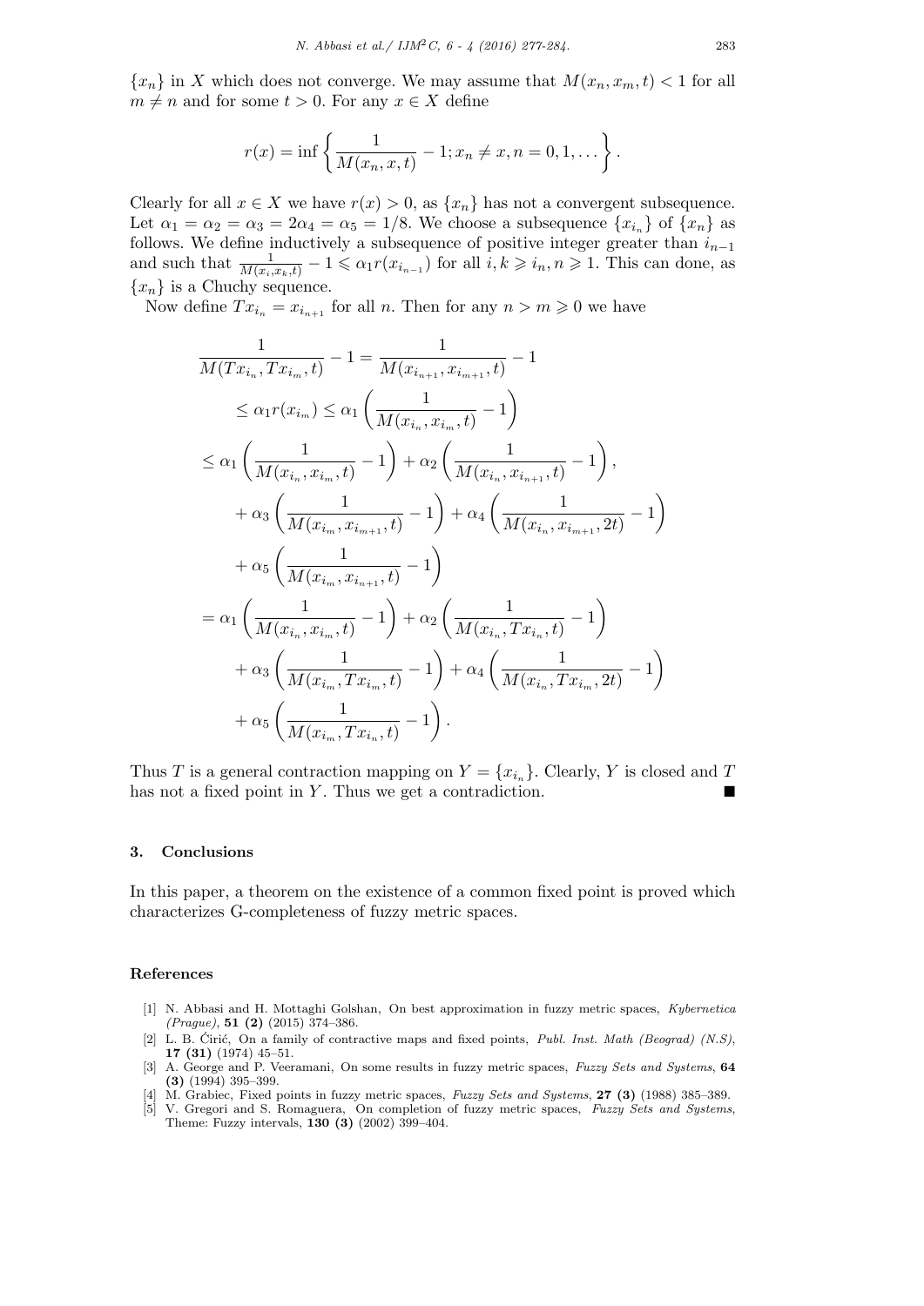$\{x_n\}$ in $X$ which does not converge. We may assume that $M(x_n, x_m, t) < 1$ for all $m \neq n$ and for some $t > 0$. For any $x \in X$ define

$$r(x) = \inf \left\{ \frac{1}{M(x_n, x, t)} - 1; x_n \neq x, n = 0, 1, \dots \right\}.$$

Clearly for all $x \in X$ we have $r(x) > 0$, as $\{x_n\}$ has not a convergent subsequence. Let $\alpha_1 = \alpha_2 = \alpha_3 = 2\alpha_4 = \alpha_5 = 1/8$. We choose a subsequence $\{x_{i_n}\}$ of $\{x_n\}$ as follows. We define inductively a subsequence of positive integer greater than $i_{n-1}$ and such that $\frac{1}{M(x_i, x_k, t)} - 1 \leqslant \alpha_1 r(x_{i_{n-1}})$ for all $i, k \geqslant i_n, n \geqslant 1$. This can done, as $\{x_n\}$ is a Chuchy sequence.

Now define $Tx_{i_n} = x_{i_{n+1}}$ for all $n$. Then for any $n > m \geqslant 0$ we have

$$\begin{aligned}
\frac{1}{M(Tx_{i_n}, Tx_{i_m}, t)} - 1 &= \frac{1}{M(x_{i_{n+1}}, x_{i_{m+1}}, t)} - 1 \\
&\leq \alpha_1 r(x_{i_m}) \leq \alpha_1 \left( \frac{1}{M(x_{i_n}, x_{i_m}, t)} - 1 \right) \\
\leq \alpha_1 \left( \frac{1}{M(x_{i_n}, x_{i_m}, t)} - 1 \right) &+ \alpha_2 \left( \frac{1}{M(x_{i_n}, x_{i_{n+1}}, t)} - 1 \right), \\
&+ \alpha_3 \left( \frac{1}{M(x_{i_m}, x_{i_{m+1}}, t)} - 1 \right) + \alpha_4 \left( \frac{1}{M(x_{i_n}, x_{i_{m+1}}, 2t)} - 1 \right) \\
&+ \alpha_5 \left( \frac{1}{M(x_{i_m}, x_{i_{n+1}}, t)} - 1 \right) \\
= \alpha_1 \left( \frac{1}{M(x_{i_n}, x_{i_m}, t)} - 1 \right) &+ \alpha_2 \left( \frac{1}{M(x_{i_n}, Tx_{i_n}, t)} - 1 \right) \\
&+ \alpha_3 \left( \frac{1}{M(x_{i_m}, Tx_{i_m}, t)} - 1 \right) + \alpha_4 \left( \frac{1}{M(x_{i_n}, Tx_{i_m}, 2t)} - 1 \right) \\
&+ \alpha_5 \left( \frac{1}{M(x_{i_m}, Tx_{i_n}, t)} - 1 \right).
\end{aligned}$$

Thus $T$ is a general contraction mapping on $Y = \{x_{i_n}\}$. Clearly, $Y$ is closed and $T$ has not a fixed point in $Y$. Thus we get a contradiction. ■

## 3. Conclusions

In this paper, a theorem on the existence of a common fixed point is proved which characterizes G-completeness of fuzzy metric spaces.

### References

[1] N. Abbasi and H. Mottaghi Golshan, On best approximation in fuzzy metric spaces, *Kybernetica (Prague)*, **51 (2)** (2015) 374–386.

[2] L. B. Ćirić, On a family of contractive maps and fixed points, *Publ. Inst. Math (Beograd) (N.S)*, **17 (31)** (1974) 45–51.

[3] A. George and P. Veeramani, On some results in fuzzy metric spaces, *Fuzzy Sets and Systems*, **64 (3)** (1994) 395–399.

[4] M. Grabiec, Fixed points in fuzzy metric spaces, *Fuzzy Sets and Systems*, **27 (3)** (1988) 385–389.

[5] V. Gregori and S. Romaguera, On completion of fuzzy metric spaces, *Fuzzy Sets and Systems*, Theme: Fuzzy intervals, **130 (3)** (2002) 399–404.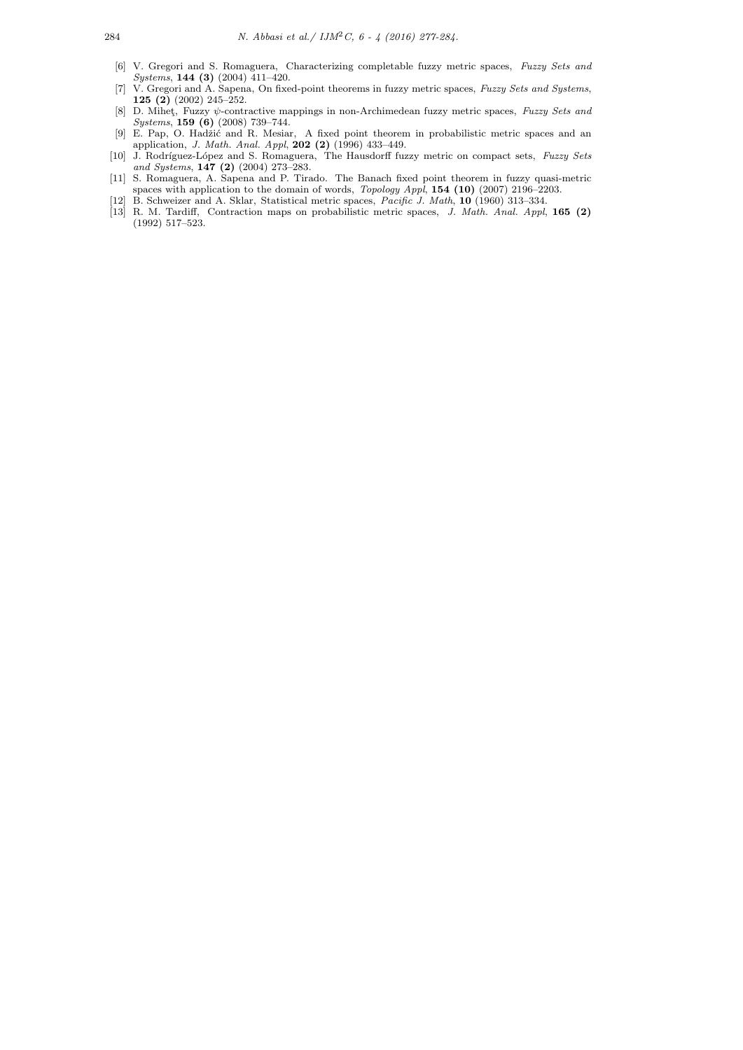[6] V. Gregori and S. Romaguera, Characterizing completable fuzzy metric spaces, *Fuzzy Sets and Systems*, **144 (3)** (2004) 411–420.

[7] V. Gregori and A. Sapena, On fixed-point theorems in fuzzy metric spaces, *Fuzzy Sets and Systems*, **125 (2)** (2002) 245–252.

[8] D. Miheţ, Fuzzy $\psi$-contractive mappings in non-Archimedean fuzzy metric spaces, *Fuzzy Sets and Systems*, **159 (6)** (2008) 739–744.

[9] E. Pap, O. Hadžić and R. Mesiar, A fixed point theorem in probabilistic metric spaces and an application, *J. Math. Anal. Appl*, **202 (2)** (1996) 433–449.

[10] J. Rodríguez-López and S. Romaguera, The Hausdorff fuzzy metric on compact sets, *Fuzzy Sets and Systems*, **147 (2)** (2004) 273–283.

[11] S. Romaguera, A. Sapena and P. Tirado. The Banach fixed point theorem in fuzzy quasi-metric spaces with application to the domain of words, *Topology Appl*, **154 (10)** (2007) 2196–2203.

[12] B. Schweizer and A. Sklar, Statistical metric spaces, *Pacific J. Math*, **10** (1960) 313–334.

[13] R. M. Tardiff, Contraction maps on probabilistic metric spaces, *J. Math. Anal. Appl*, **165 (2)** (1992) 517–523.